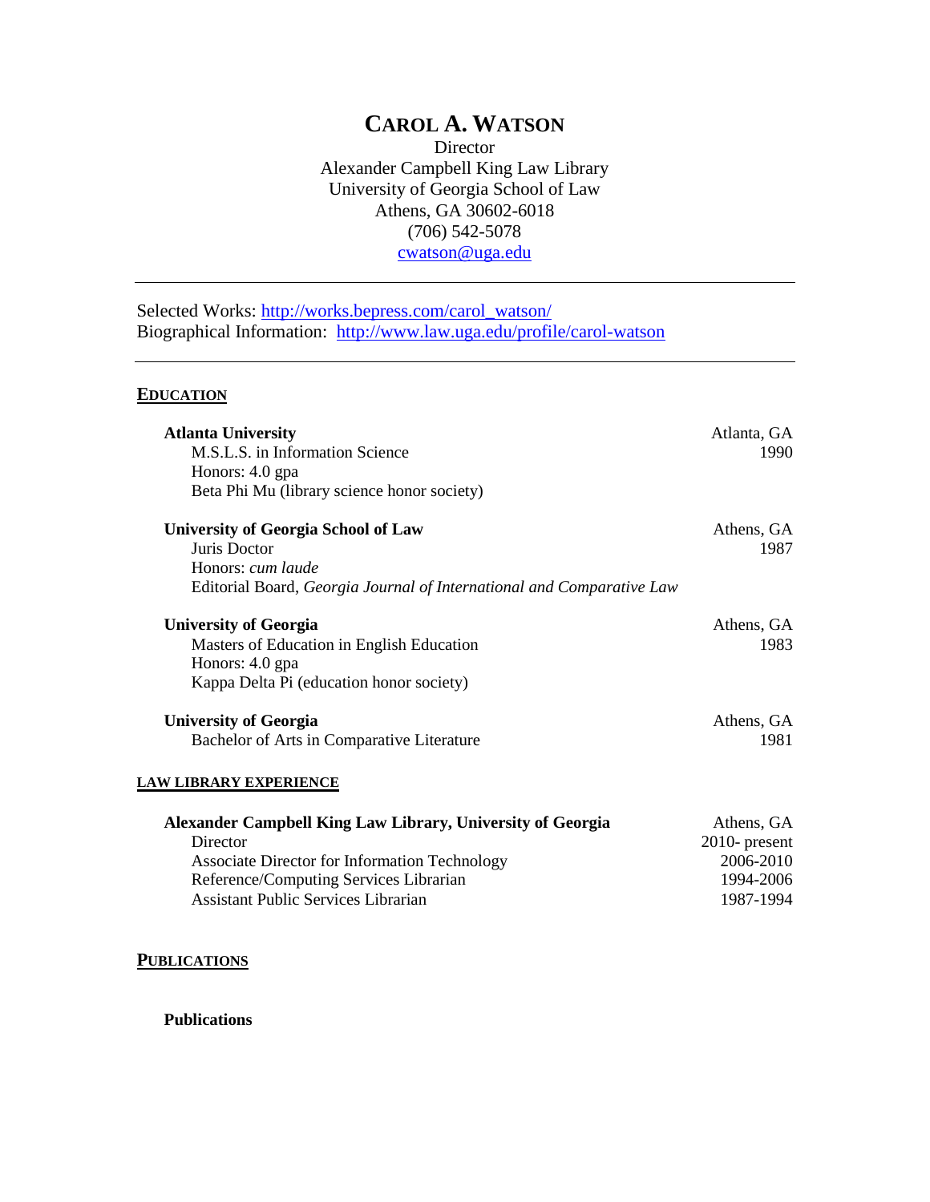# CAROL A. WATSON

Director
Alexander Campbell King Law Library
University of Georgia School of Law
Athens, GA 30602-6018
(706) 542-5078
cwatson@uga.edu

---

Selected Works: http://works.bepress.com/carol_watson/
Biographical Information: http://www.law.uga.edu/profile/carol-watson

---

## EDUCATION

**Atlanta University** — Atlanta, GA, 1990
M.S.L.S. in Information Science
Honors: 4.0 gpa
Beta Phi Mu (library science honor society)

**University of Georgia School of Law** — Athens, GA, 1987
Juris Doctor
Honors: *cum laude*
Editorial Board, *Georgia Journal of International and Comparative Law*

**University of Georgia** — Athens, GA, 1983
Masters of Education in English Education
Honors: 4.0 gpa
Kappa Delta Pi (education honor society)

**University of Georgia** — Athens, GA, 1981
Bachelor of Arts in Comparative Literature

## LAW LIBRARY EXPERIENCE

**Alexander Campbell King Law Library, University of Georgia** — Athens, GA
- Director — 2010- present
- Associate Director for Information Technology — 2006-2010
- Reference/Computing Services Librarian — 1994-2006
- Assistant Public Services Librarian — 1987-1994

## PUBLICATIONS

### Publications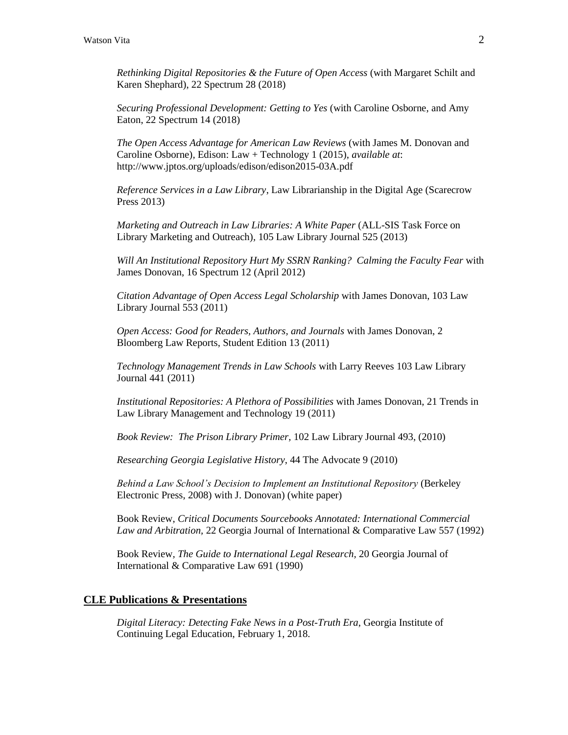*Rethinking Digital Repositories & the Future of Open Access* (with Margaret Schilt and Karen Shephard), 22 Spectrum 28 (2018)

*Securing Professional Development: Getting to Yes* (with Caroline Osborne, and Amy Eaton, 22 Spectrum 14 (2018)

*The Open Access Advantage for American Law Reviews* (with James M. Donovan and Caroline Osborne), Edison: Law + Technology 1 (2015), *available at*: http://www.jptos.org/uploads/edison/edison2015-03A.pdf

*Reference Services in a Law Library*, Law Librarianship in the Digital Age (Scarecrow Press 2013)

*Marketing and Outreach in Law Libraries: A White Paper* (ALL-SIS Task Force on Library Marketing and Outreach), 105 Law Library Journal 525 (2013)

*Will An Institutional Repository Hurt My SSRN Ranking? Calming the Faculty Fear* with James Donovan, 16 Spectrum 12 (April 2012)

*Citation Advantage of Open Access Legal Scholarship* with James Donovan, 103 Law Library Journal 553 (2011)

*Open Access: Good for Readers, Authors, and Journals* with James Donovan, 2 Bloomberg Law Reports, Student Edition 13 (2011)

*Technology Management Trends in Law Schools* with Larry Reeves 103 Law Library Journal 441 (2011)

*Institutional Repositories: A Plethora of Possibilities* with James Donovan, 21 Trends in Law Library Management and Technology 19 (2011)

*Book Review: The Prison Library Primer,* 102 Law Library Journal 493, (2010)

*Researching Georgia Legislative History*, 44 The Advocate 9 (2010)

*Behind a Law School's Decision to Implement an Institutional Repository* (Berkeley Electronic Press, 2008) with J. Donovan) (white paper)

Book Review, *Critical Documents Sourcebooks Annotated: International Commercial Law and Arbitration,* 22 Georgia Journal of International & Comparative Law 557 (1992)

Book Review, *The Guide to International Legal Research*, 20 Georgia Journal of International & Comparative Law 691 (1990)

## CLE Publications & Presentations

*Digital Literacy: Detecting Fake News in a Post-Truth Era*, Georgia Institute of Continuing Legal Education, February 1, 2018.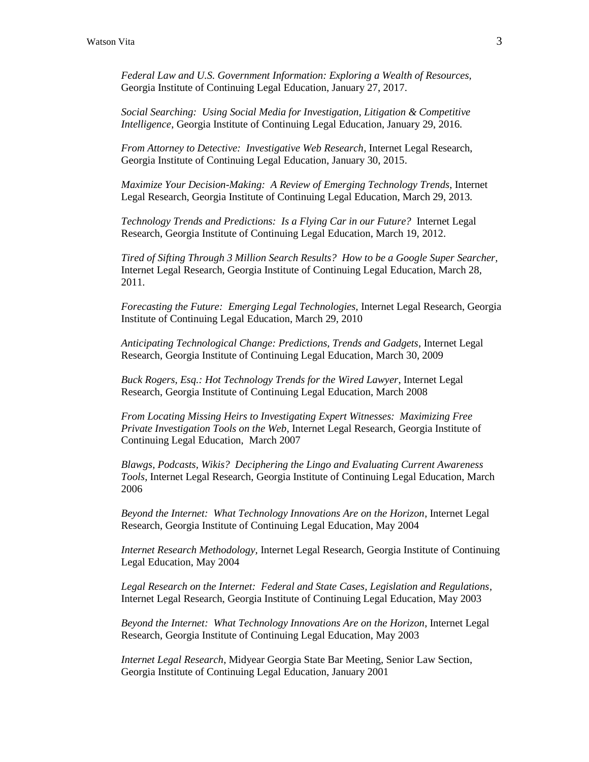*Federal Law and U.S. Government Information: Exploring a Wealth of Resources*, Georgia Institute of Continuing Legal Education, January 27, 2017.

*Social Searching: Using Social Media for Investigation, Litigation & Competitive Intelligence*, Georgia Institute of Continuing Legal Education, January 29, 2016.

*From Attorney to Detective: Investigative Web Research*, Internet Legal Research, Georgia Institute of Continuing Legal Education, January 30, 2015.

*Maximize Your Decision-Making: A Review of Emerging Technology Trends*, Internet Legal Research, Georgia Institute of Continuing Legal Education, March 29, 2013.

*Technology Trends and Predictions: Is a Flying Car in our Future?* Internet Legal Research, Georgia Institute of Continuing Legal Education, March 19, 2012.

*Tired of Sifting Through 3 Million Search Results? How to be a Google Super Searcher*, Internet Legal Research, Georgia Institute of Continuing Legal Education, March 28, 2011.

*Forecasting the Future: Emerging Legal Technologies*, Internet Legal Research, Georgia Institute of Continuing Legal Education, March 29, 2010

*Anticipating Technological Change: Predictions, Trends and Gadgets*, Internet Legal Research, Georgia Institute of Continuing Legal Education, March 30, 2009

*Buck Rogers, Esq.: Hot Technology Trends for the Wired Lawyer*, Internet Legal Research, Georgia Institute of Continuing Legal Education, March 2008

*From Locating Missing Heirs to Investigating Expert Witnesses: Maximizing Free Private Investigation Tools on the Web*, Internet Legal Research, Georgia Institute of Continuing Legal Education, March 2007

*Blawgs, Podcasts, Wikis? Deciphering the Lingo and Evaluating Current Awareness Tools*, Internet Legal Research, Georgia Institute of Continuing Legal Education, March 2006

*Beyond the Internet: What Technology Innovations Are on the Horizon*, Internet Legal Research, Georgia Institute of Continuing Legal Education, May 2004

*Internet Research Methodology*, Internet Legal Research, Georgia Institute of Continuing Legal Education, May 2004

*Legal Research on the Internet: Federal and State Cases, Legislation and Regulations*, Internet Legal Research, Georgia Institute of Continuing Legal Education, May 2003

*Beyond the Internet: What Technology Innovations Are on the Horizon*, Internet Legal Research, Georgia Institute of Continuing Legal Education, May 2003

*Internet Legal Research*, Midyear Georgia State Bar Meeting, Senior Law Section, Georgia Institute of Continuing Legal Education, January 2001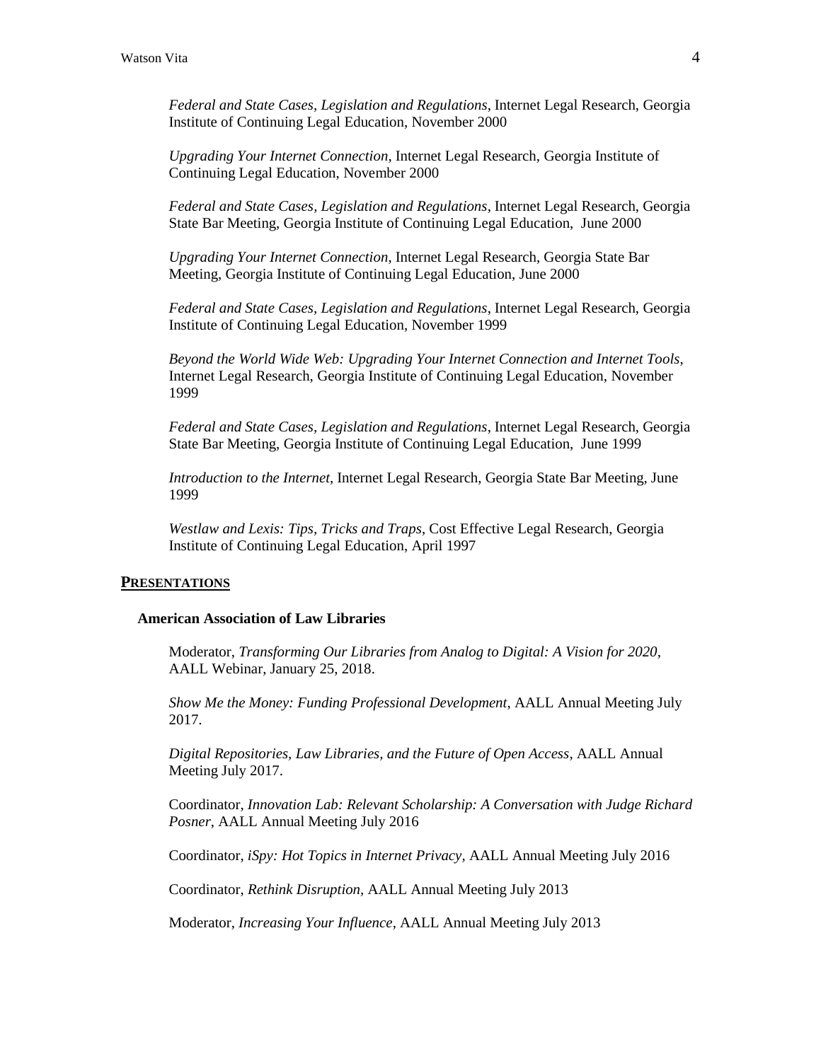*Federal and State Cases, Legislation and Regulations*, Internet Legal Research, Georgia Institute of Continuing Legal Education, November 2000

*Upgrading Your Internet Connection*, Internet Legal Research, Georgia Institute of Continuing Legal Education, November 2000

*Federal and State Cases, Legislation and Regulations*, Internet Legal Research, Georgia State Bar Meeting, Georgia Institute of Continuing Legal Education, June 2000

*Upgrading Your Internet Connection*, Internet Legal Research, Georgia State Bar Meeting, Georgia Institute of Continuing Legal Education, June 2000

*Federal and State Cases, Legislation and Regulations*, Internet Legal Research, Georgia Institute of Continuing Legal Education, November 1999

*Beyond the World Wide Web: Upgrading Your Internet Connection and Internet Tools*, Internet Legal Research, Georgia Institute of Continuing Legal Education, November 1999

*Federal and State Cases, Legislation and Regulations*, Internet Legal Research, Georgia State Bar Meeting, Georgia Institute of Continuing Legal Education, June 1999

*Introduction to the Internet*, Internet Legal Research, Georgia State Bar Meeting, June 1999

*Westlaw and Lexis: Tips, Tricks and Traps*, Cost Effective Legal Research, Georgia Institute of Continuing Legal Education, April 1997

## PRESENTATIONS

### American Association of Law Libraries

Moderator, *Transforming Our Libraries from Analog to Digital: A Vision for 2020*, AALL Webinar, January 25, 2018.

*Show Me the Money: Funding Professional Development*, AALL Annual Meeting July 2017.

*Digital Repositories, Law Libraries, and the Future of Open Access*, AALL Annual Meeting July 2017.

Coordinator, *Innovation Lab: Relevant Scholarship: A Conversation with Judge Richard Posner*, AALL Annual Meeting July 2016

Coordinator, *iSpy: Hot Topics in Internet Privacy*, AALL Annual Meeting July 2016

Coordinator, *Rethink Disruption*, AALL Annual Meeting July 2013

Moderator, *Increasing Your Influence*, AALL Annual Meeting July 2013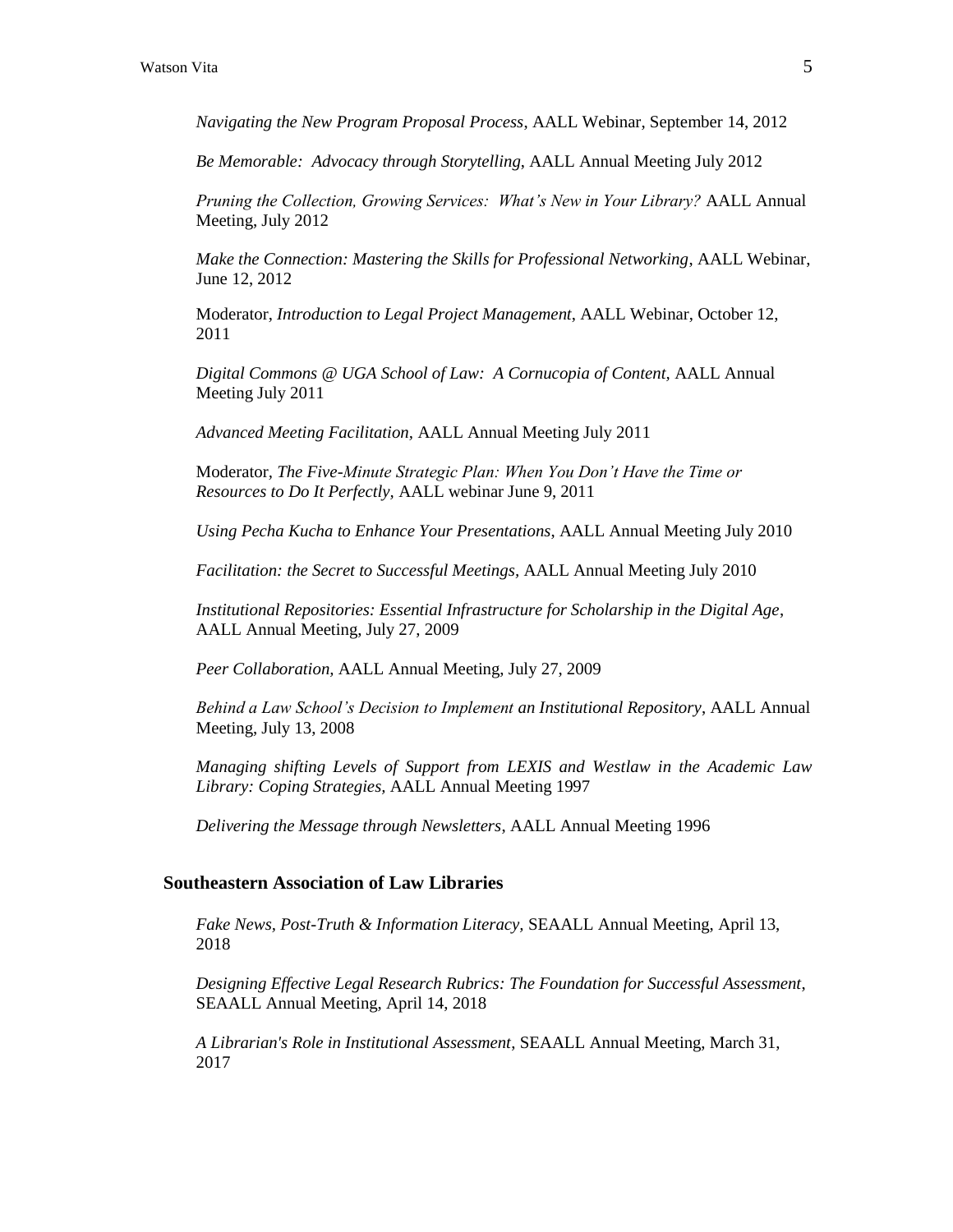*Navigating the New Program Proposal Process*, AALL Webinar, September 14, 2012

*Be Memorable: Advocacy through Storytelling*, AALL Annual Meeting July 2012

*Pruning the Collection, Growing Services: What's New in Your Library?* AALL Annual Meeting, July 2012

*Make the Connection: Mastering the Skills for Professional Networking*, AALL Webinar, June 12, 2012

Moderator, *Introduction to Legal Project Management*, AALL Webinar, October 12, 2011

*Digital Commons @ UGA School of Law: A Cornucopia of Content*, AALL Annual Meeting July 2011

*Advanced Meeting Facilitation*, AALL Annual Meeting July 2011

Moderator, *The Five-Minute Strategic Plan: When You Don't Have the Time or Resources to Do It Perfectly*, AALL webinar June 9, 2011

*Using Pecha Kucha to Enhance Your Presentations*, AALL Annual Meeting July 2010

*Facilitation: the Secret to Successful Meetings*, AALL Annual Meeting July 2010

*Institutional Repositories: Essential Infrastructure for Scholarship in the Digital Age*, AALL Annual Meeting, July 27, 2009

*Peer Collaboration*, AALL Annual Meeting, July 27, 2009

*Behind a Law School's Decision to Implement an Institutional Repository*, AALL Annual Meeting, July 13, 2008

*Managing shifting Levels of Support from LEXIS and Westlaw in the Academic Law Library: Coping Strategies*, AALL Annual Meeting 1997

*Delivering the Message through Newsletters*, AALL Annual Meeting 1996

**Southeastern Association of Law Libraries**

*Fake News, Post-Truth & Information Literacy*, SEAALL Annual Meeting, April 13, 2018

*Designing Effective Legal Research Rubrics: The Foundation for Successful Assessment*, SEAALL Annual Meeting, April 14, 2018

*A Librarian's Role in Institutional Assessment*, SEAALL Annual Meeting, March 31, 2017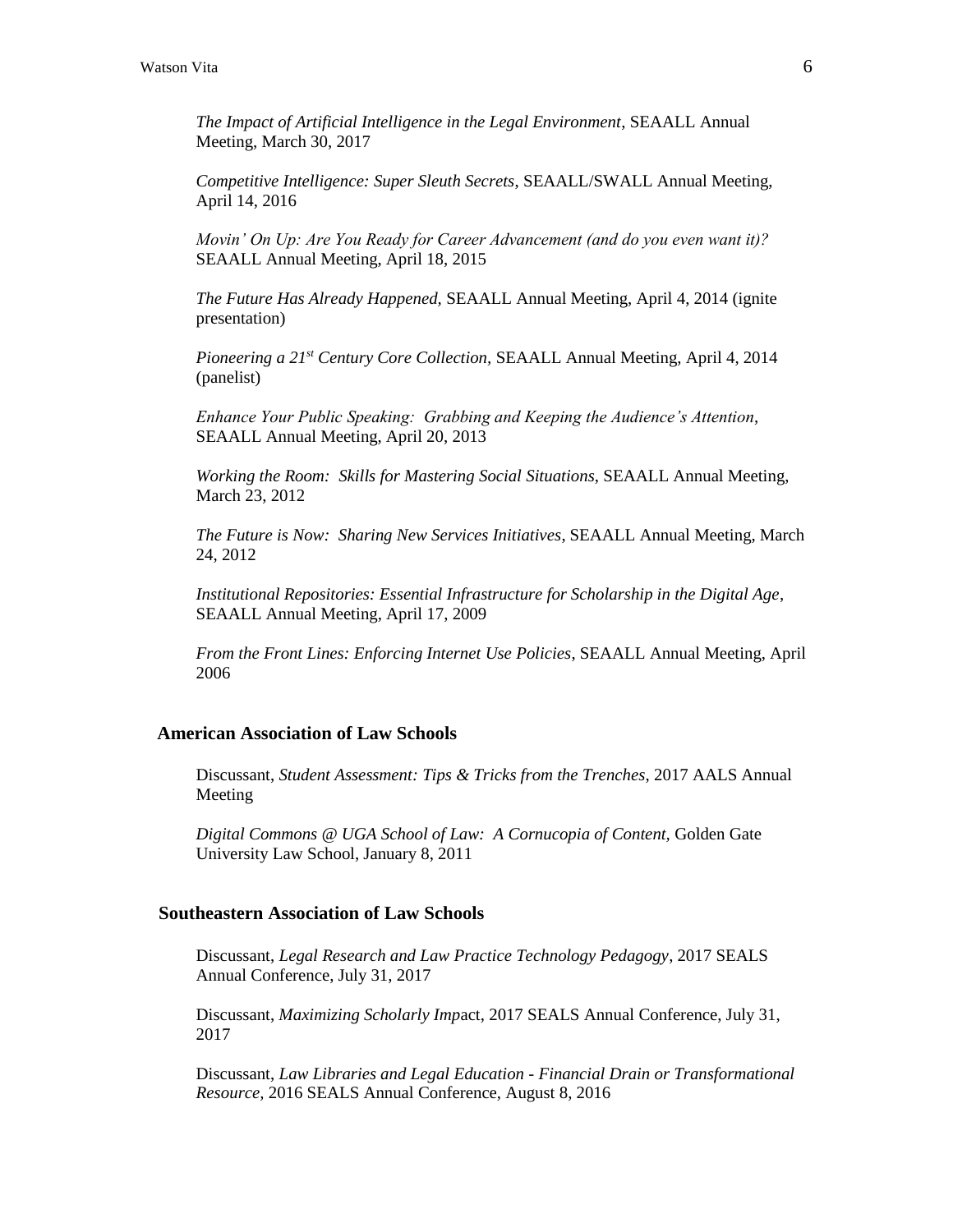*The Impact of Artificial Intelligence in the Legal Environment*, SEAALL Annual Meeting, March 30, 2017

*Competitive Intelligence: Super Sleuth Secrets*, SEAALL/SWALL Annual Meeting, April 14, 2016

*Movin' On Up: Are You Ready for Career Advancement (and do you even want it)?* SEAALL Annual Meeting, April 18, 2015

*The Future Has Already Happened,* SEAALL Annual Meeting, April 4, 2014 (ignite presentation)

*Pioneering a 21st Century Core Collection,* SEAALL Annual Meeting, April 4, 2014 (panelist)

*Enhance Your Public Speaking: Grabbing and Keeping the Audience's Attention*, SEAALL Annual Meeting, April 20, 2013

*Working the Room: Skills for Mastering Social Situations*, SEAALL Annual Meeting, March 23, 2012

*The Future is Now: Sharing New Services Initiatives*, SEAALL Annual Meeting, March 24, 2012

*Institutional Repositories: Essential Infrastructure for Scholarship in the Digital Age*, SEAALL Annual Meeting, April 17, 2009

*From the Front Lines: Enforcing Internet Use Policies*, SEAALL Annual Meeting, April 2006

### American Association of Law Schools

Discussant, *Student Assessment: Tips & Tricks from the Trenches*, 2017 AALS Annual Meeting

*Digital Commons @ UGA School of Law: A Cornucopia of Content,* Golden Gate University Law School, January 8, 2011

### Southeastern Association of Law Schools

Discussant, *Legal Research and Law Practice Technology Pedagogy*, 2017 SEALS Annual Conference, July 31, 2017

Discussant, *Maximizing Scholarly Imp*act, 2017 SEALS Annual Conference, July 31, 2017

Discussant, *Law Libraries and Legal Education - Financial Drain or Transformational Resource,* 2016 SEALS Annual Conference, August 8, 2016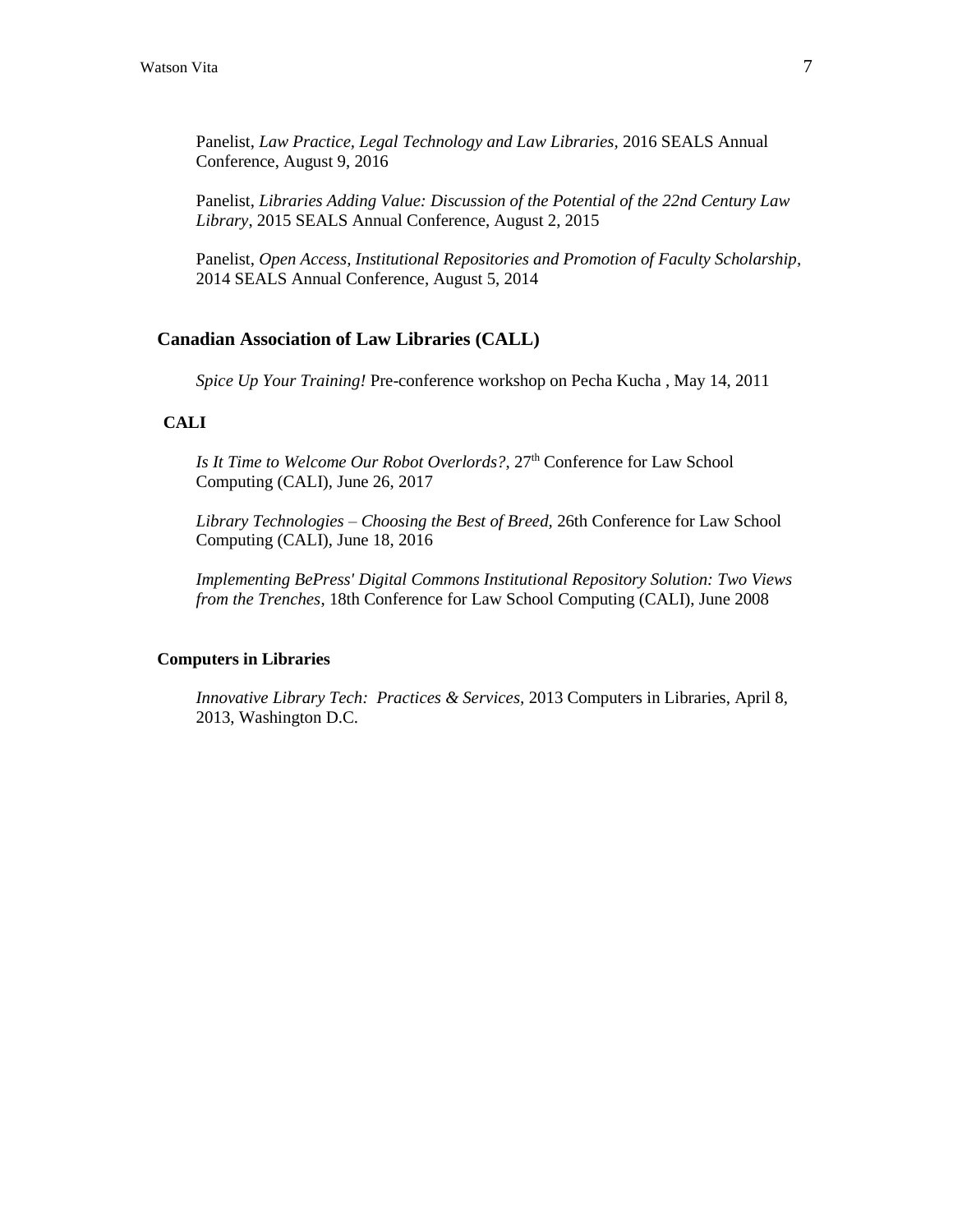Panelist, *Law Practice, Legal Technology and Law Libraries*, 2016 SEALS Annual Conference, August 9, 2016

Panelist, *Libraries Adding Value: Discussion of the Potential of the 22nd Century Law Library*, 2015 SEALS Annual Conference, August 2, 2015

Panelist, *Open Access, Institutional Repositories and Promotion of Faculty Scholarship*, 2014 SEALS Annual Conference, August 5, 2014

### Canadian Association of Law Libraries (CALL)

*Spice Up Your Training!* Pre-conference workshop on Pecha Kucha , May 14, 2011

### CALI

*Is It Time to Welcome Our Robot Overlords?*, 27th Conference for Law School Computing (CALI), June 26, 2017

*Library Technologies – Choosing the Best of Breed*, 26th Conference for Law School Computing (CALI), June 18, 2016

*Implementing BePress' Digital Commons Institutional Repository Solution: Two Views from the Trenches*, 18th Conference for Law School Computing (CALI), June 2008

### Computers in Libraries

*Innovative Library Tech: Practices & Services*, 2013 Computers in Libraries, April 8, 2013, Washington D.C.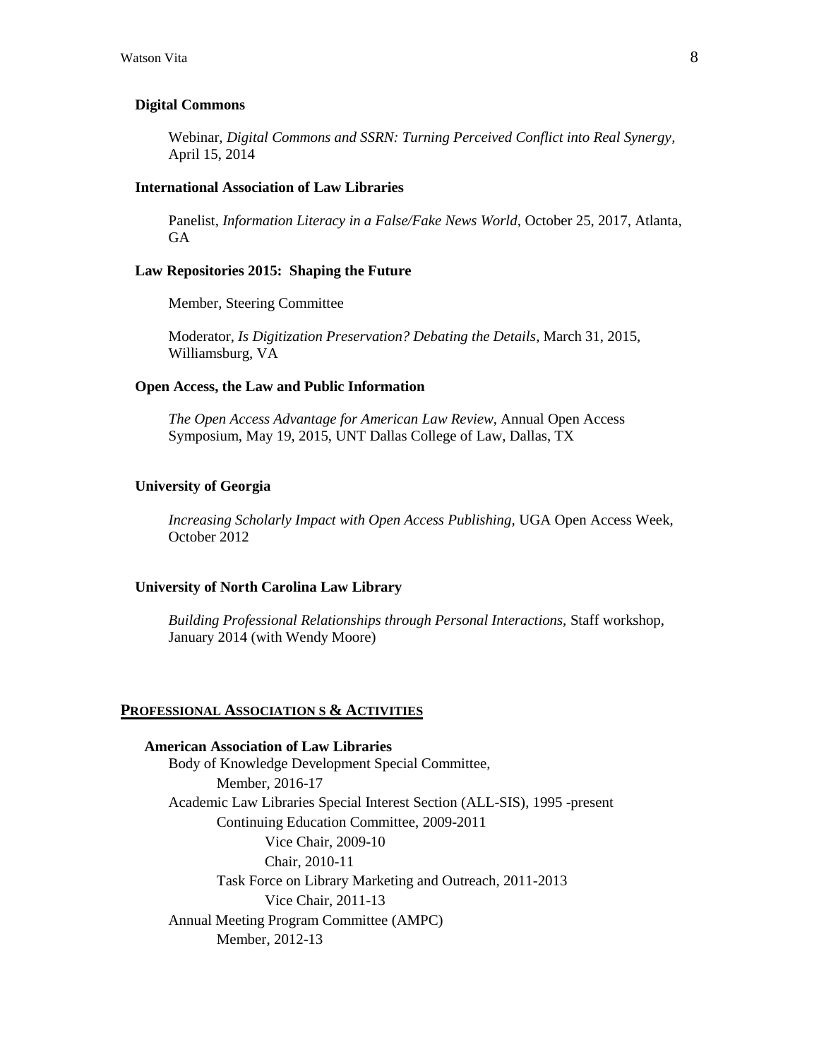**Digital Commons**

Webinar, *Digital Commons and SSRN: Turning Perceived Conflict into Real Synergy*, April 15, 2014

**International Association of Law Libraries**

Panelist, *Information Literacy in a False/Fake News World*, October 25, 2017, Atlanta, GA

**Law Repositories 2015: Shaping the Future**

Member, Steering Committee

Moderator, *Is Digitization Preservation? Debating the Details*, March 31, 2015, Williamsburg, VA

**Open Access, the Law and Public Information**

*The Open Access Advantage for American Law Review*, Annual Open Access Symposium, May 19, 2015, UNT Dallas College of Law, Dallas, TX

**University of Georgia**

*Increasing Scholarly Impact with Open Access Publishing*, UGA Open Access Week, October 2012

**University of North Carolina Law Library**

*Building Professional Relationships through Personal Interactions*, Staff workshop, January 2014 (with Wendy Moore)

## PROFESSIONAL ASSOCIATION S & ACTIVITIES

**American Association of Law Libraries**

- Body of Knowledge Development Special Committee,
  - Member, 2016-17
- Academic Law Libraries Special Interest Section (ALL-SIS), 1995 -present
  - Continuing Education Committee, 2009-2011
    - Vice Chair, 2009-10
    - Chair, 2010-11
  - Task Force on Library Marketing and Outreach, 2011-2013
    - Vice Chair, 2011-13
- Annual Meeting Program Committee (AMPC)
  - Member, 2012-13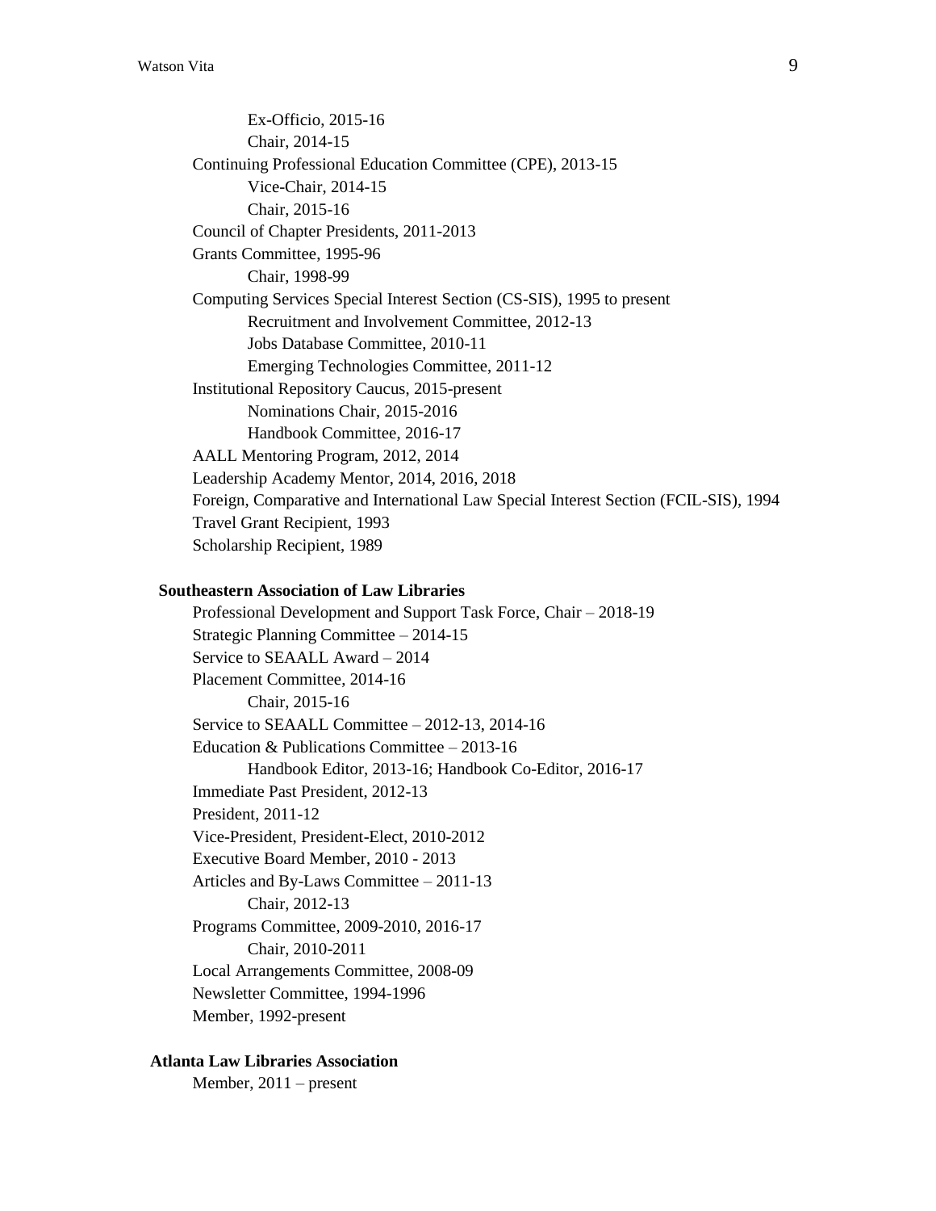- Ex-Officio, 2015-16
- Chair, 2014-15

Continuing Professional Education Committee (CPE), 2013-15
- Vice-Chair, 2014-15
- Chair, 2015-16

Council of Chapter Presidents, 2011-2013

Grants Committee, 1995-96
- Chair, 1998-99

Computing Services Special Interest Section (CS-SIS), 1995 to present
- Recruitment and Involvement Committee, 2012-13
- Jobs Database Committee, 2010-11
- Emerging Technologies Committee, 2011-12

Institutional Repository Caucus, 2015-present
- Nominations Chair, 2015-2016
- Handbook Committee, 2016-17

AALL Mentoring Program, 2012, 2014

Leadership Academy Mentor, 2014, 2016, 2018

Foreign, Comparative and International Law Special Interest Section (FCIL-SIS), 1994

Travel Grant Recipient, 1993

Scholarship Recipient, 1989

**Southeastern Association of Law Libraries**

Professional Development and Support Task Force, Chair – 2018-19

Strategic Planning Committee – 2014-15

Service to SEAALL Award – 2014

Placement Committee, 2014-16
- Chair, 2015-16

Service to SEAALL Committee – 2012-13, 2014-16

Education & Publications Committee – 2013-16
- Handbook Editor, 2013-16; Handbook Co-Editor, 2016-17

Immediate Past President, 2012-13

President, 2011-12

Vice-President, President-Elect, 2010-2012

Executive Board Member, 2010 - 2013

Articles and By-Laws Committee – 2011-13
- Chair, 2012-13

Programs Committee, 2009-2010, 2016-17
- Chair, 2010-2011

Local Arrangements Committee, 2008-09

Newsletter Committee, 1994-1996

Member, 1992-present

**Atlanta Law Libraries Association**

Member, 2011 – present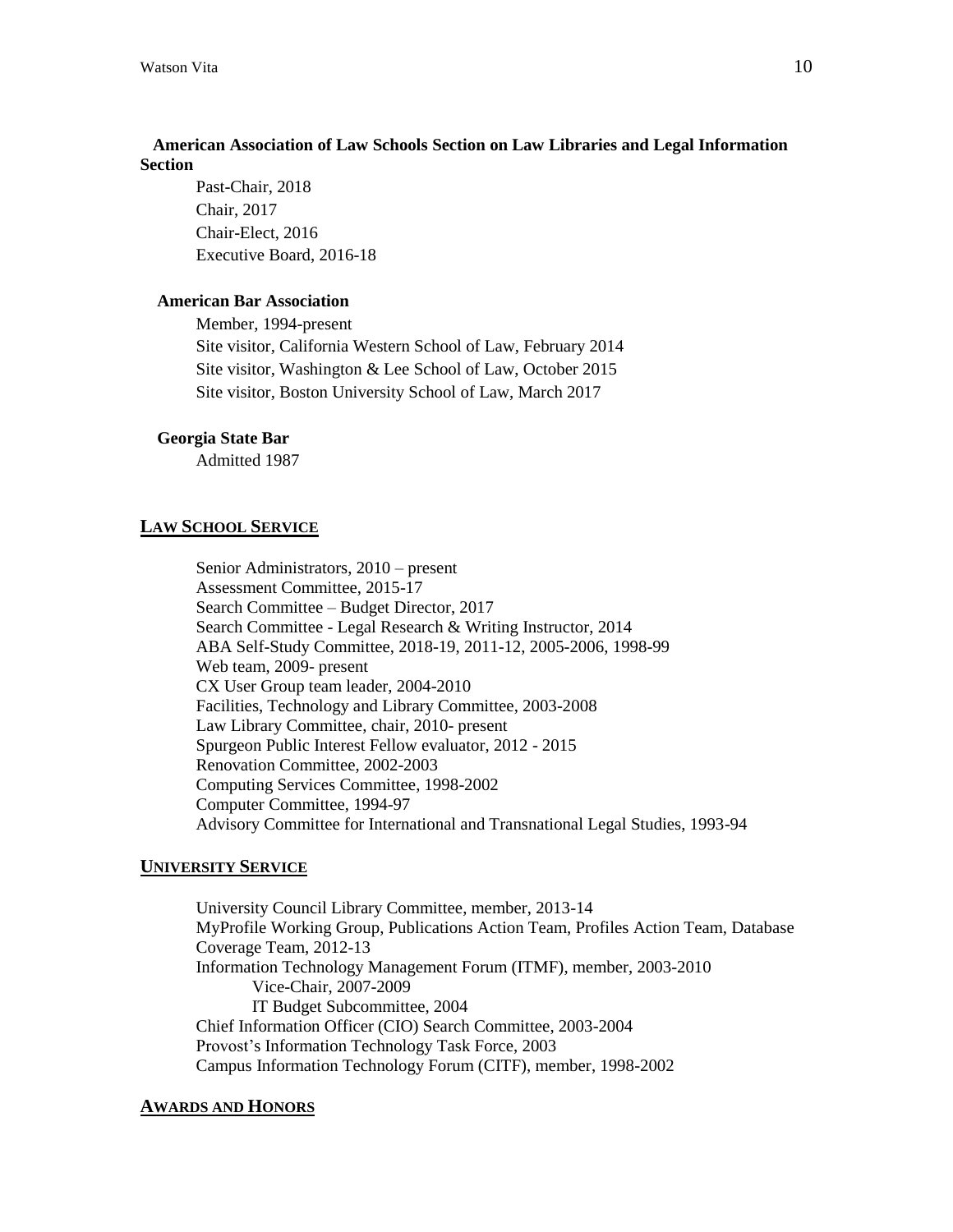**American Association of Law Schools Section on Law Libraries and Legal Information Section**

Past-Chair, 2018
Chair, 2017
Chair-Elect, 2016
Executive Board, 2016-18

**American Bar Association**

Member, 1994-present
Site visitor, California Western School of Law, February 2014
Site visitor, Washington & Lee School of Law, October 2015
Site visitor, Boston University School of Law, March 2017

**Georgia State Bar**

Admitted 1987

## LAW SCHOOL SERVICE

Senior Administrators, 2010 – present
Assessment Committee, 2015-17
Search Committee – Budget Director, 2017
Search Committee - Legal Research & Writing Instructor, 2014
ABA Self-Study Committee, 2018-19, 2011-12, 2005-2006, 1998-99
Web team, 2009- present
CX User Group team leader, 2004-2010
Facilities, Technology and Library Committee, 2003-2008
Law Library Committee, chair, 2010- present
Spurgeon Public Interest Fellow evaluator, 2012 - 2015
Renovation Committee, 2002-2003
Computing Services Committee, 1998-2002
Computer Committee, 1994-97
Advisory Committee for International and Transnational Legal Studies, 1993-94

## UNIVERSITY SERVICE

University Council Library Committee, member, 2013-14
MyProfile Working Group, Publications Action Team, Profiles Action Team, Database Coverage Team, 2012-13
Information Technology Management Forum (ITMF), member, 2003-2010
    Vice-Chair, 2007-2009
    IT Budget Subcommittee, 2004
Chief Information Officer (CIO) Search Committee, 2003-2004
Provost's Information Technology Task Force, 2003
Campus Information Technology Forum (CITF), member, 1998-2002

## AWARDS AND HONORS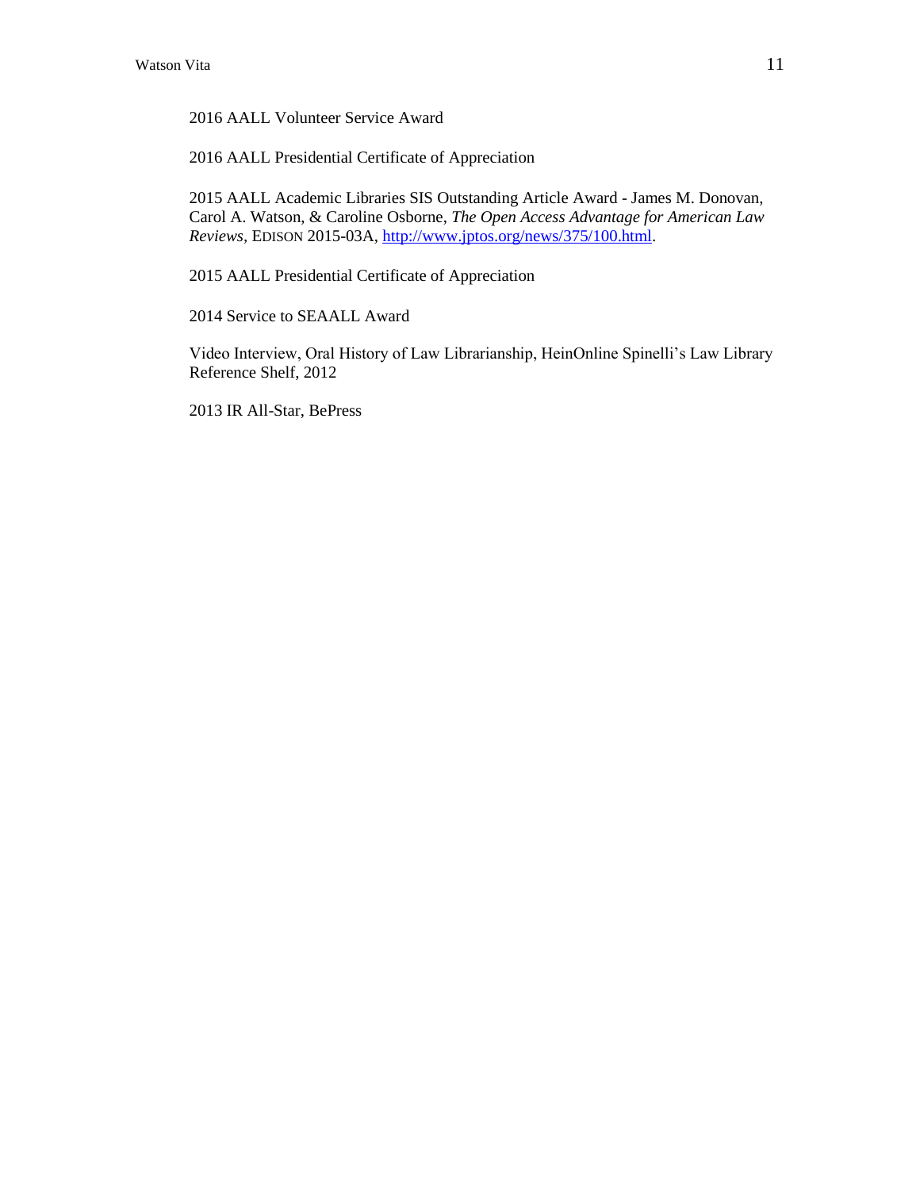2016 AALL Volunteer Service Award

2016 AALL Presidential Certificate of Appreciation

2015 AALL Academic Libraries SIS Outstanding Article Award - James M. Donovan, Carol A. Watson, & Caroline Osborne, *The Open Access Advantage for American Law Reviews*, EDISON 2015-03A, [http://www.jptos.org/news/375/100.html](http://www.jptos.org/news/375/100.html).

2015 AALL Presidential Certificate of Appreciation

2014 Service to SEAALL Award

Video Interview, Oral History of Law Librarianship, HeinOnline Spinelli's Law Library Reference Shelf, 2012

2013 IR All-Star, BePress